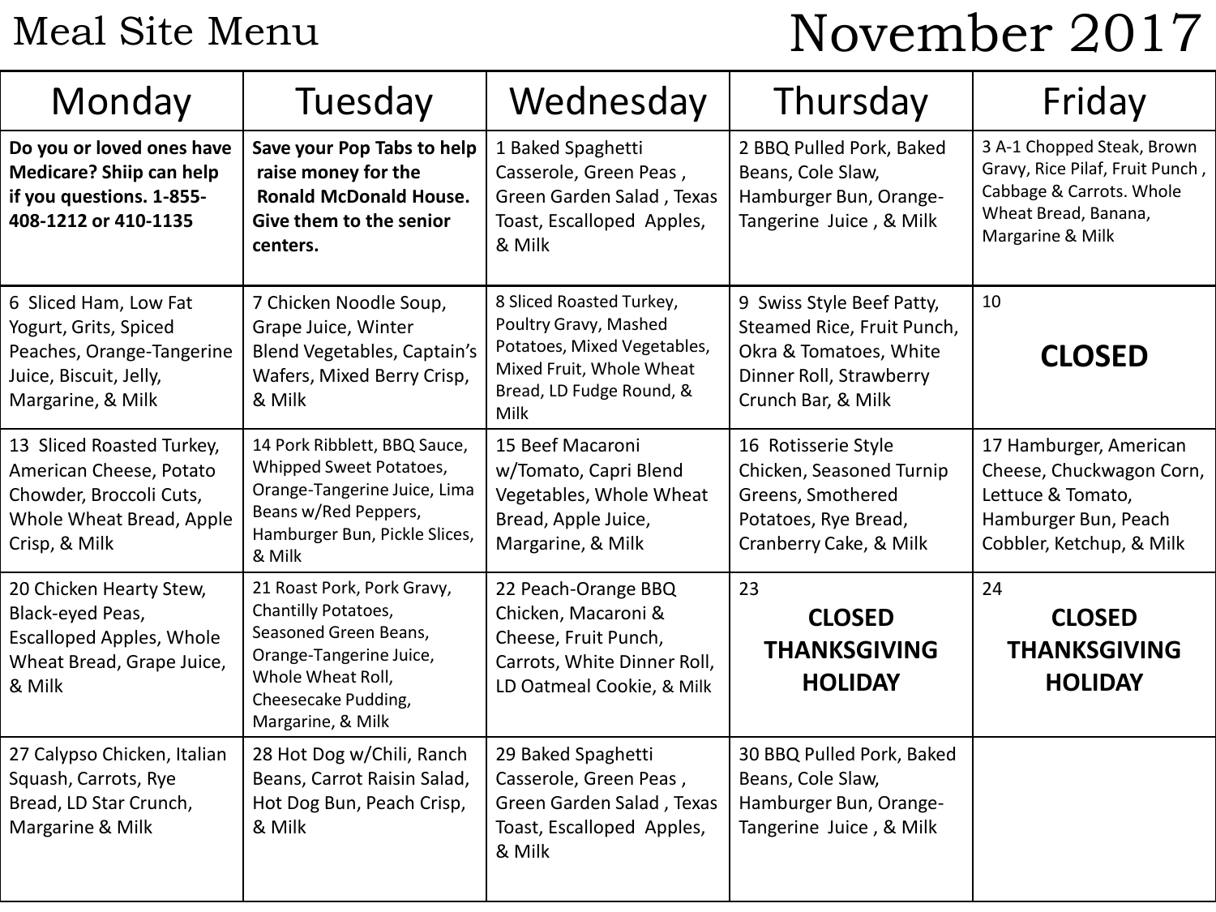# Meal Site Menu

# November 2017

| Monday | Tuesday | Wednesday | Thursday | Friday |
| --- | --- | --- | --- | --- |
| **Do you or loved ones have Medicare? Shiip can help if you questions. 1-855-408-1212 or 410-1135** | **Save your Pop Tabs to help raise money for the Ronald McDonald House. Give them to the senior centers.** | 1 Baked Spaghetti Casserole, Green Peas , Green Garden Salad , Texas Toast, Escalloped Apples, & Milk | 2 BBQ Pulled Pork, Baked Beans, Cole Slaw, Hamburger Bun, Orange-Tangerine Juice , & Milk | 3 A-1 Chopped Steak, Brown Gravy, Rice Pilaf, Fruit Punch , Cabbage & Carrots. Whole Wheat Bread, Banana, Margarine & Milk |
| 6 Sliced Ham, Low Fat Yogurt, Grits, Spiced Peaches, Orange-Tangerine Juice, Biscuit, Jelly, Margarine, & Milk | 7 Chicken Noodle Soup, Grape Juice, Winter Blend Vegetables, Captain's Wafers, Mixed Berry Crisp, & Milk | 8 Sliced Roasted Turkey, Poultry Gravy, Mashed Potatoes, Mixed Vegetables, Mixed Fruit, Whole Wheat Bread, LD Fudge Round, & Milk | 9 Swiss Style Beef Patty, Steamed Rice, Fruit Punch, Okra & Tomatoes, White Dinner Roll, Strawberry Crunch Bar, & Milk | 10 **CLOSED** |
| 13 Sliced Roasted Turkey, American Cheese, Potato Chowder, Broccoli Cuts, Whole Wheat Bread, Apple Crisp, & Milk | 14 Pork Ribblett, BBQ Sauce, Whipped Sweet Potatoes, Orange-Tangerine Juice, Lima Beans w/Red Peppers, Hamburger Bun, Pickle Slices, & Milk | 15 Beef Macaroni w/Tomato, Capri Blend Vegetables, Whole Wheat Bread, Apple Juice, Margarine, & Milk | 16 Rotisserie Style Chicken, Seasoned Turnip Greens, Smothered Potatoes, Rye Bread, Cranberry Cake, & Milk | 17 Hamburger, American Cheese, Chuckwagon Corn, Lettuce & Tomato, Hamburger Bun, Peach Cobbler, Ketchup, & Milk |
| 20 Chicken Hearty Stew, Black-eyed Peas, Escalloped Apples, Whole Wheat Bread, Grape Juice, & Milk | 21 Roast Pork, Pork Gravy, Chantilly Potatoes, Seasoned Green Beans, Orange-Tangerine Juice, Whole Wheat Roll, Cheesecake Pudding, Margarine, & Milk | 22 Peach-Orange BBQ Chicken, Macaroni & Cheese, Fruit Punch, Carrots, White Dinner Roll, LD Oatmeal Cookie, & Milk | 23 **CLOSED THANKSGIVING HOLIDAY** | 24 **CLOSED THANKSGIVING HOLIDAY** |
| 27 Calypso Chicken, Italian Squash, Carrots, Rye Bread, LD Star Crunch, Margarine & Milk | 28 Hot Dog w/Chili, Ranch Beans, Carrot Raisin Salad, Hot Dog Bun, Peach Crisp, & Milk | 29 Baked Spaghetti Casserole, Green Peas , Green Garden Salad , Texas Toast, Escalloped Apples, & Milk | 30 BBQ Pulled Pork, Baked Beans, Cole Slaw, Hamburger Bun, Orange-Tangerine Juice , & Milk | |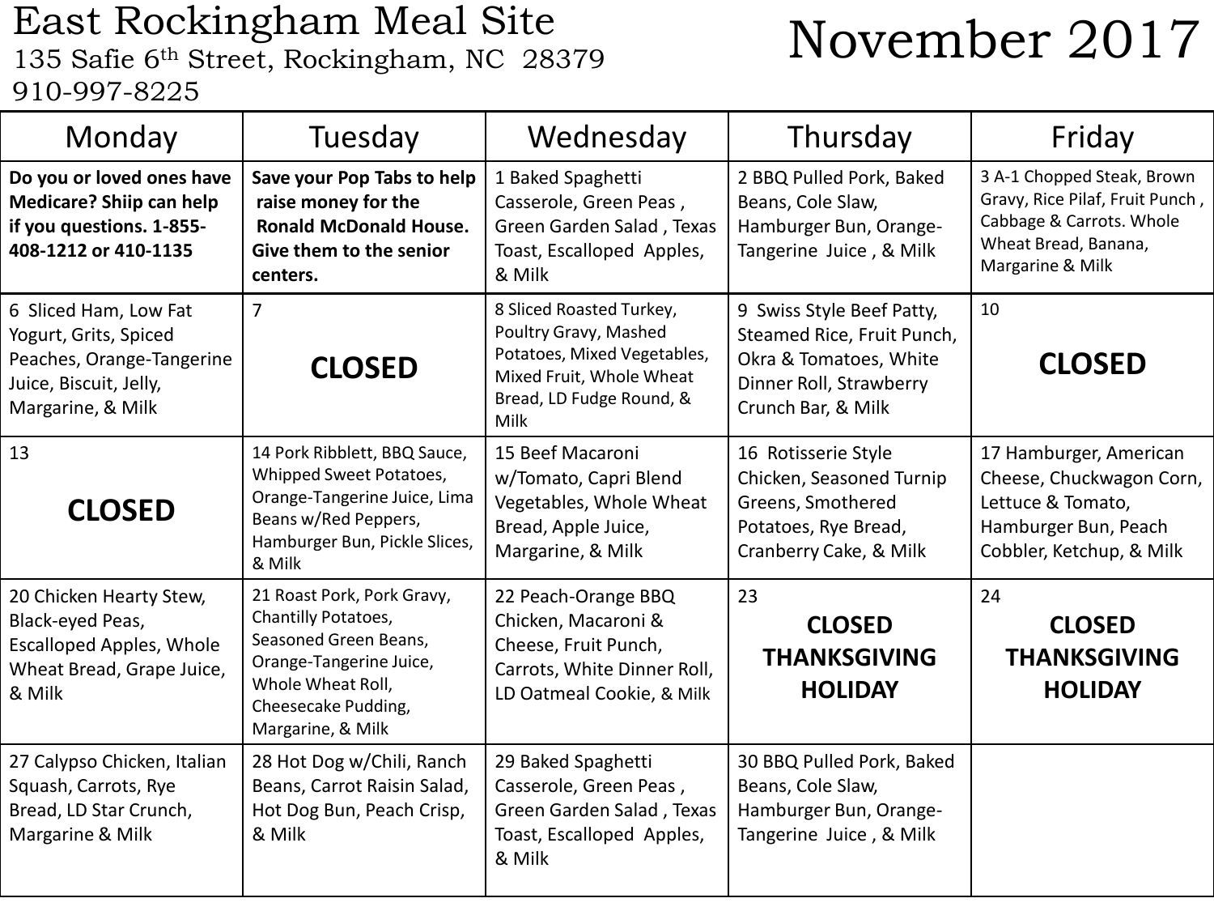# East Rockingham Meal Site

135 Safie 6th Street, Rockingham, NC 28379
910-997-8225

# November 2017

| Monday | Tuesday | Wednesday | Thursday | Friday |
| --- | --- | --- | --- | --- |
| **Do you or loved ones have Medicare? Shiip can help if you questions. 1-855-408-1212 or 410-1135** | **Save your Pop Tabs to help raise money for the Ronald McDonald House. Give them to the senior centers.** | 1 Baked Spaghetti Casserole, Green Peas , Green Garden Salad , Texas Toast, Escalloped Apples, & Milk | 2 BBQ Pulled Pork, Baked Beans, Cole Slaw, Hamburger Bun, Orange-Tangerine Juice , & Milk | 3 A-1 Chopped Steak, Brown Gravy, Rice Pilaf, Fruit Punch , Cabbage & Carrots. Whole Wheat Bread, Banana, Margarine & Milk |
| 6 Sliced Ham, Low Fat Yogurt, Grits, Spiced Peaches, Orange-Tangerine Juice, Biscuit, Jelly, Margarine, & Milk | 7 **CLOSED** | 8 Sliced Roasted Turkey, Poultry Gravy, Mashed Potatoes, Mixed Vegetables, Mixed Fruit, Whole Wheat Bread, LD Fudge Round, & Milk | 9 Swiss Style Beef Patty, Steamed Rice, Fruit Punch, Okra & Tomatoes, White Dinner Roll, Strawberry Crunch Bar, & Milk | 10 **CLOSED** |
| 13 **CLOSED** | 14 Pork Ribblett, BBQ Sauce, Whipped Sweet Potatoes, Orange-Tangerine Juice, Lima Beans w/Red Peppers, Hamburger Bun, Pickle Slices, & Milk | 15 Beef Macaroni w/Tomato, Capri Blend Vegetables, Whole Wheat Bread, Apple Juice, Margarine, & Milk | 16 Rotisserie Style Chicken, Seasoned Turnip Greens, Smothered Potatoes, Rye Bread, Cranberry Cake, & Milk | 17 Hamburger, American Cheese, Chuckwagon Corn, Lettuce & Tomato, Hamburger Bun, Peach Cobbler, Ketchup, & Milk |
| 20 Chicken Hearty Stew, Black-eyed Peas, Escalloped Apples, Whole Wheat Bread, Grape Juice, & Milk | 21 Roast Pork, Pork Gravy, Chantilly Potatoes, Seasoned Green Beans, Orange-Tangerine Juice, Whole Wheat Roll, Cheesecake Pudding, Margarine, & Milk | 22 Peach-Orange BBQ Chicken, Macaroni & Cheese, Fruit Punch, Carrots, White Dinner Roll, LD Oatmeal Cookie, & Milk | 23 **CLOSED THANKSGIVING HOLIDAY** | 24 **CLOSED THANKSGIVING HOLIDAY** |
| 27 Calypso Chicken, Italian Squash, Carrots, Rye Bread, LD Star Crunch, Margarine & Milk | 28 Hot Dog w/Chili, Ranch Beans, Carrot Raisin Salad, Hot Dog Bun, Peach Crisp, & Milk | 29 Baked Spaghetti Casserole, Green Peas , Green Garden Salad , Texas Toast, Escalloped Apples, & Milk | 30 BBQ Pulled Pork, Baked Beans, Cole Slaw, Hamburger Bun, Orange-Tangerine Juice , & Milk | |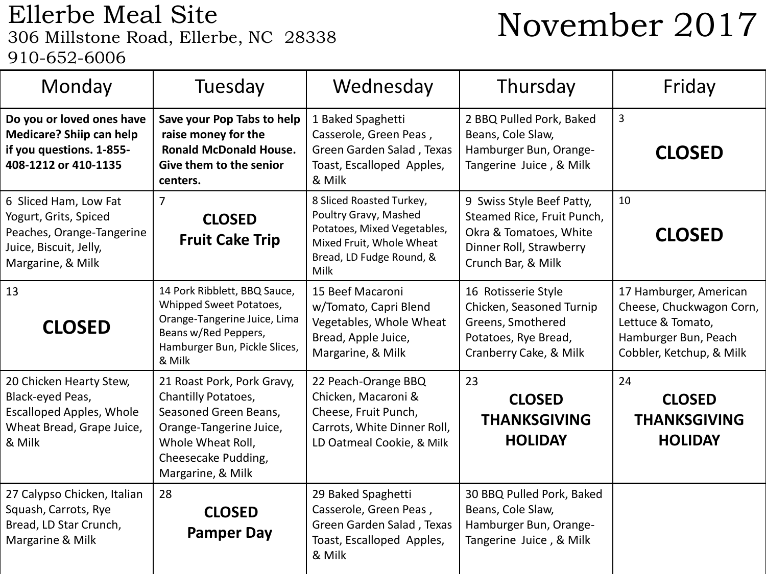# Ellerbe Meal Site

306 Millstone Road, Ellerbe, NC 28338

910-652-6006

# November 2017

| Monday | Tuesday | Wednesday | Thursday | Friday |
|---|---|---|---|---|
| **Do you or loved ones have Medicare? Shiip can help if you questions. 1-855-408-1212 or 410-1135** | **Save your Pop Tabs to help raise money for the Ronald McDonald House. Give them to the senior centers.** | 1 Baked Spaghetti Casserole, Green Peas , Green Garden Salad , Texas Toast, Escalloped Apples, & Milk | 2 BBQ Pulled Pork, Baked Beans, Cole Slaw, Hamburger Bun, Orange-Tangerine Juice , & Milk | 3 **CLOSED** |
| 6 Sliced Ham, Low Fat Yogurt, Grits, Spiced Peaches, Orange-Tangerine Juice, Biscuit, Jelly, Margarine, & Milk | 7 **CLOSED Fruit Cake Trip** | 8 Sliced Roasted Turkey, Poultry Gravy, Mashed Potatoes, Mixed Vegetables, Mixed Fruit, Whole Wheat Bread, LD Fudge Round, & Milk | 9 Swiss Style Beef Patty, Steamed Rice, Fruit Punch, Okra & Tomatoes, White Dinner Roll, Strawberry Crunch Bar, & Milk | 10 **CLOSED** |
| 13 **CLOSED** | 14 Pork Ribblett, BBQ Sauce, Whipped Sweet Potatoes, Orange-Tangerine Juice, Lima Beans w/Red Peppers, Hamburger Bun, Pickle Slices, & Milk | 15 Beef Macaroni w/Tomato, Capri Blend Vegetables, Whole Wheat Bread, Apple Juice, Margarine, & Milk | 16 Rotisserie Style Chicken, Seasoned Turnip Greens, Smothered Potatoes, Rye Bread, Cranberry Cake, & Milk | 17 Hamburger, American Cheese, Chuckwagon Corn, Lettuce & Tomato, Hamburger Bun, Peach Cobbler, Ketchup, & Milk |
| 20 Chicken Hearty Stew, Black-eyed Peas, Escalloped Apples, Whole Wheat Bread, Grape Juice, & Milk | 21 Roast Pork, Pork Gravy, Chantilly Potatoes, Seasoned Green Beans, Orange-Tangerine Juice, Whole Wheat Roll, Cheesecake Pudding, Margarine, & Milk | 22 Peach-Orange BBQ Chicken, Macaroni & Cheese, Fruit Punch, Carrots, White Dinner Roll, LD Oatmeal Cookie, & Milk | 23 **CLOSED THANKSGIVING HOLIDAY** | 24 **CLOSED THANKSGIVING HOLIDAY** |
| 27 Calypso Chicken, Italian Squash, Carrots, Rye Bread, LD Star Crunch, Margarine & Milk | 28 **CLOSED Pamper Day** | 29 Baked Spaghetti Casserole, Green Peas , Green Garden Salad , Texas Toast, Escalloped Apples, & Milk | 30 BBQ Pulled Pork, Baked Beans, Cole Slaw, Hamburger Bun, Orange-Tangerine Juice , & Milk | |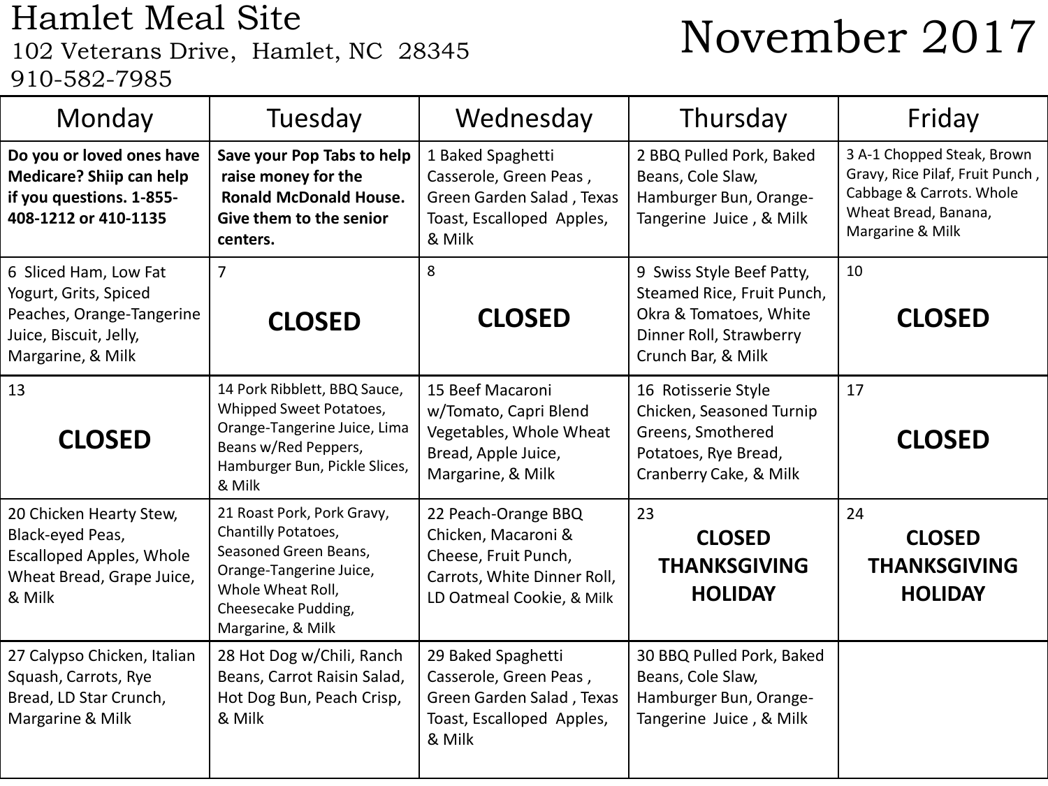# Hamlet Meal Site

102 Veterans Drive, Hamlet, NC 28345
910-582-7985

## November 2017

| Monday | Tuesday | Wednesday | Thursday | Friday |
|---|---|---|---|---|
| **Do you or loved ones have Medicare? Shiip can help if you questions. 1-855-408-1212 or 410-1135** | **Save your Pop Tabs to help raise money for the Ronald McDonald House. Give them to the senior centers.** | 1 Baked Spaghetti Casserole, Green Peas , Green Garden Salad , Texas Toast, Escalloped Apples, & Milk | 2 BBQ Pulled Pork, Baked Beans, Cole Slaw, Hamburger Bun, Orange-Tangerine Juice , & Milk | 3 A-1 Chopped Steak, Brown Gravy, Rice Pilaf, Fruit Punch , Cabbage & Carrots. Whole Wheat Bread, Banana, Margarine & Milk |
| 6 Sliced Ham, Low Fat Yogurt, Grits, Spiced Peaches, Orange-Tangerine Juice, Biscuit, Jelly, Margarine, & Milk | 7 **CLOSED** | 8 **CLOSED** | 9 Swiss Style Beef Patty, Steamed Rice, Fruit Punch, Okra & Tomatoes, White Dinner Roll, Strawberry Crunch Bar, & Milk | 10 **CLOSED** |
| 13 **CLOSED** | 14 Pork Ribblett, BBQ Sauce, Whipped Sweet Potatoes, Orange-Tangerine Juice, Lima Beans w/Red Peppers, Hamburger Bun, Pickle Slices, & Milk | 15 Beef Macaroni w/Tomato, Capri Blend Vegetables, Whole Wheat Bread, Apple Juice, Margarine, & Milk | 16 Rotisserie Style Chicken, Seasoned Turnip Greens, Smothered Potatoes, Rye Bread, Cranberry Cake, & Milk | 17 **CLOSED** |
| 20 Chicken Hearty Stew, Black-eyed Peas, Escalloped Apples, Whole Wheat Bread, Grape Juice, & Milk | 21 Roast Pork, Pork Gravy, Chantilly Potatoes, Seasoned Green Beans, Orange-Tangerine Juice, Whole Wheat Roll, Cheesecake Pudding, Margarine, & Milk | 22 Peach-Orange BBQ Chicken, Macaroni & Cheese, Fruit Punch, Carrots, White Dinner Roll, LD Oatmeal Cookie, & Milk | 23 **CLOSED THANKSGIVING HOLIDAY** | 24 **CLOSED THANKSGIVING HOLIDAY** |
| 27 Calypso Chicken, Italian Squash, Carrots, Rye Bread, LD Star Crunch, Margarine & Milk | 28 Hot Dog w/Chili, Ranch Beans, Carrot Raisin Salad, Hot Dog Bun, Peach Crisp, & Milk | 29 Baked Spaghetti Casserole, Green Peas , Green Garden Salad , Texas Toast, Escalloped Apples, & Milk | 30 BBQ Pulled Pork, Baked Beans, Cole Slaw, Hamburger Bun, Orange-Tangerine Juice , & Milk | |